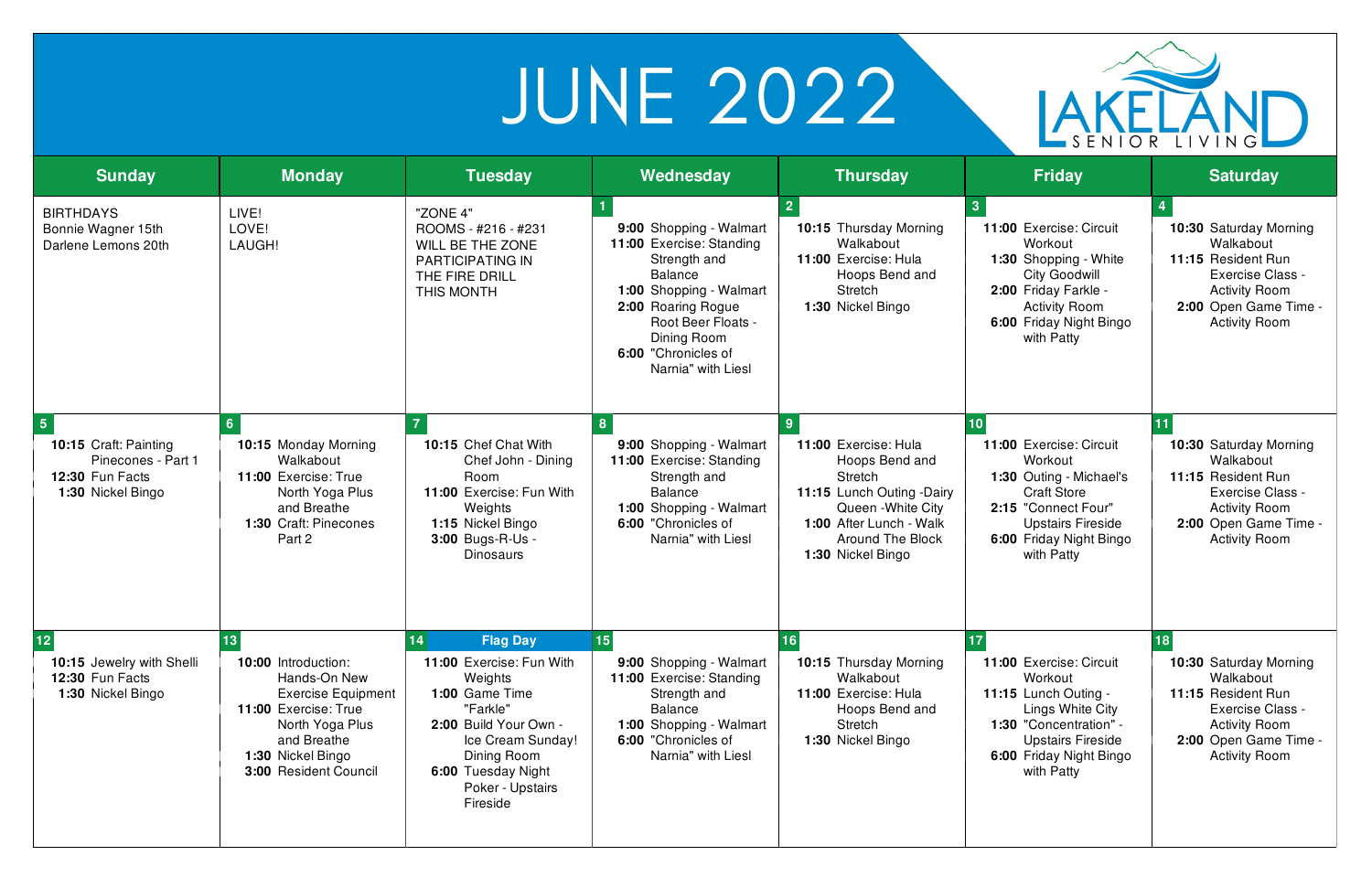# JUNE 2022

LAKELAND SENIOR LIVING

| Sunday | Monday | Tuesday | Wednesday | Thursday | Friday | Saturday |
|---|---|---|---|---|---|---|
| BIRTHDAYS<br>Bonnie Wagner 15th<br>Darlene Lemons 20th | LIVE!<br>LOVE!<br>LAUGH! | "ZONE 4"<br>ROOMS - #216 - #231<br>WILL BE THE ZONE<br>PARTICIPATING IN<br>THE FIRE DRILL<br>THIS MONTH | **1**<br>**9:00** Shopping - Walmart<br>**11:00** Exercise: Standing Strength and Balance<br>**1:00** Shopping - Walmart<br>**2:00** Roaring Rogue Root Beer Floats - Dining Room<br>**6:00** "Chronicles of Narnia" with Liesl | **2**<br>**10:15** Thursday Morning Walkabout<br>**11:00** Exercise: Hula Hoops Bend and Stretch<br>**1:30** Nickel Bingo | **3**<br>**11:00** Exercise: Circuit Workout<br>**1:30** Shopping - White City Goodwill<br>**2:00** Friday Farkle - Activity Room<br>**6:00** Friday Night Bingo with Patty | **4**<br>**10:30** Saturday Morning Walkabout<br>**11:15** Resident Run Exercise Class - Activity Room<br>**2:00** Open Game Time - Activity Room |
| **5**<br>**10:15** Craft: Painting Pinecones - Part 1<br>**12:30** Fun Facts<br>**1:30** Nickel Bingo | **6**<br>**10:15** Monday Morning Walkabout<br>**11:00** Exercise: True North Yoga Plus and Breathe<br>**1:30** Craft: Pinecones Part 2 | **7**<br>**10:15** Chef Chat With Chef John - Dining Room<br>**11:00** Exercise: Fun With Weights<br>**1:15** Nickel Bingo<br>**3:00** Bugs-R-Us - Dinosaurs | **8**<br>**9:00** Shopping - Walmart<br>**11:00** Exercise: Standing Strength and Balance<br>**1:00** Shopping - Walmart<br>**6:00** "Chronicles of Narnia" with Liesl | **9**<br>**11:00** Exercise: Hula Hoops Bend and Stretch<br>**11:15** Lunch Outing -Dairy Queen -White City<br>**1:00** After Lunch - Walk Around The Block<br>**1:30** Nickel Bingo | **10**<br>**11:00** Exercise: Circuit Workout<br>**1:30** Outing - Michael's Craft Store<br>**2:15** "Connect Four" Upstairs Fireside<br>**6:00** Friday Night Bingo with Patty | **11**<br>**10:30** Saturday Morning Walkabout<br>**11:15** Resident Run Exercise Class - Activity Room<br>**2:00** Open Game Time - Activity Room |
| **12**<br>**10:15** Jewelry with Shelli<br>**12:30** Fun Facts<br>**1:30** Nickel Bingo | **13**<br>**10:00** Introduction: Hands-On New Exercise Equipment<br>**11:00** Exercise: True North Yoga Plus and Breathe<br>**1:30** Nickel Bingo<br>**3:00** Resident Council | **14** **Flag Day**<br>**11:00** Exercise: Fun With Weights<br>**1:00** Game Time "Farkle"<br>**2:00** Build Your Own - Ice Cream Sunday! Dining Room<br>**6:00** Tuesday Night Poker - Upstairs Fireside | **15**<br>**9:00** Shopping - Walmart<br>**11:00** Exercise: Standing Strength and Balance<br>**1:00** Shopping - Walmart<br>**6:00** "Chronicles of Narnia" with Liesl | **16**<br>**10:15** Thursday Morning Walkabout<br>**11:00** Exercise: Hula Hoops Bend and Stretch<br>**1:30** Nickel Bingo | **17**<br>**11:00** Exercise: Circuit Workout<br>**11:15** Lunch Outing - Lings White City<br>**1:30** "Concentration" - Upstairs Fireside<br>**6:00** Friday Night Bingo with Patty | **18**<br>**10:30** Saturday Morning Walkabout<br>**11:15** Resident Run Exercise Class - Activity Room<br>**2:00** Open Game Time - Activity Room |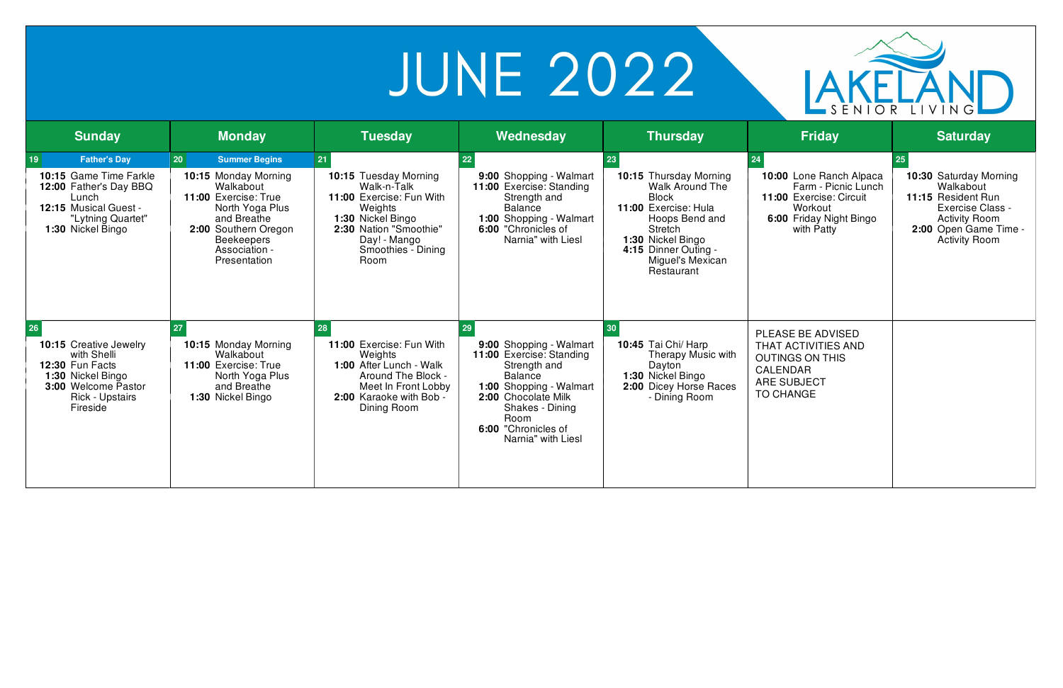# JUNE 2022

LAKELAND SENIOR LIVING

| Sunday | Monday | Tuesday | Wednesday | Thursday | Friday | Saturday |
|---|---|---|---|---|---|---|
| 19 **Father's Day**<br>**10:15** Game Time Farkle<br>**12:00** Father's Day BBQ Lunch<br>**12:15** Musical Guest - "Lytning Quartet"<br>**1:30** Nickel Bingo | 20 **Summer Begins**<br>**10:15** Monday Morning Walkabout<br>**11:00** Exercise: True North Yoga Plus and Breathe<br>**2:00** Southern Oregon Beekeepers Association - Presentation | 21<br>**10:15** Tuesday Morning Walk-n-Talk<br>**11:00** Exercise: Fun With Weights<br>**1:30** Nickel Bingo<br>**2:30** Nation "Smoothie" Day! - Mango Smoothies - Dining Room | 22<br>**9:00** Shopping - Walmart<br>**11:00** Exercise: Standing Strength and Balance<br>**1:00** Shopping - Walmart<br>**6:00** "Chronicles of Narnia" with Liesl | 23<br>**10:15** Thursday Morning Walk Around The Block<br>**11:00** Exercise: Hula Hoops Bend and Stretch<br>**1:30** Nickel Bingo<br>**4:15** Dinner Outing - Miguel's Mexican Restaurant | 24<br>**10:00** Lone Ranch Alpaca Farm - Picnic Lunch<br>**11:00** Exercise: Circuit Workout<br>**6:00** Friday Night Bingo with Patty | 25<br>**10:30** Saturday Morning Walkabout<br>**11:15** Resident Run Exercise Class - Activity Room<br>**2:00** Open Game Time - Activity Room |
| 26<br>**10:15** Creative Jewelry with Shelli<br>**12:30** Fun Facts<br>**1:30** Nickel Bingo<br>**3:00** Welcome Pastor Rick - Upstairs Fireside | 27<br>**10:15** Monday Morning Walkabout<br>**11:00** Exercise: True North Yoga Plus and Breathe<br>**1:30** Nickel Bingo | 28<br>**11:00** Exercise: Fun With Weights<br>**1:00** After Lunch - Walk Around The Block - Meet In Front Lobby<br>**2:00** Karaoke with Bob - Dining Room | 29<br>**9:00** Shopping - Walmart<br>**11:00** Exercise: Standing Strength and Balance<br>**1:00** Shopping - Walmart<br>**2:00** Chocolate Milk Shakes - Dining Room<br>**6:00** "Chronicles of Narnia" with Liesl | 30<br>**10:45** Tai Chi/ Harp Therapy Music with Dayton<br>**1:30** Nickel Bingo<br>**2:00** Dicey Horse Races - Dining Room | PLEASE BE ADVISED THAT ACTIVITIES AND OUTINGS ON THIS CALENDAR ARE SUBJECT TO CHANGE | |